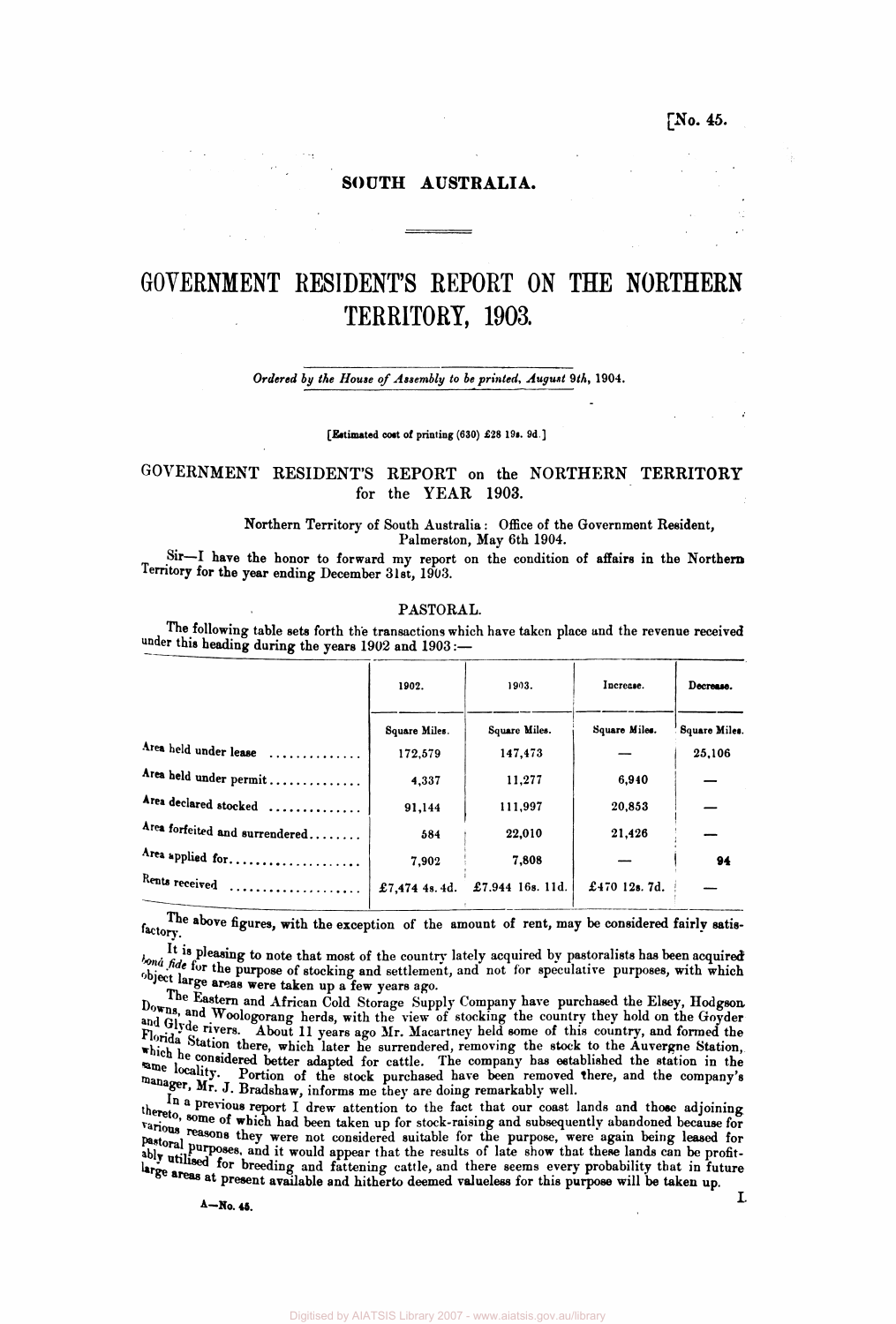[No. 45.

SOUTH AUSTRALIA.

# GOVERNMENT RESIDENT'S REPORT ON THE NORTHERN TERRITORY, 1903.

*Ordered by the House of Assembly to be printed, August 9th, 1904.*

[Estimated cost of printing (630) £28 19s. 9d.]

## GOVERNMENT RESIDENT'S REPORT on the NORTHERN TERRITORY for the YEAR 1903.

Northern Territory of South Australia: Office of the Government Resident, Palmerston, May 6th 1904.

Sir—I have the honor to forward my report on the condition of affairs in the Northern Territory for the year ending December 31st, 1903.

### PASTORAL.

The following table sets forth the transactions which have taken place and the revenue received under this heading during the years 1902 and 1903:—

| | 1902. | 1903. | Increase. | Decrease. |
|---|---|---|---|---|
| | Square Miles. | Square Miles. | Square Miles. | Square Miles. |
| Area held under lease .............. | 172,579 | 147,473 | — | 25,106 |
| Area held under permit .............. | 4,337 | 11,277 | 6,940 | — |
| Area declared stocked .............. | 91,144 | 111,997 | 20,853 | — |
| Area forfeited and surrendered........ | 584 | 22,010 | 21,426 | — |
| Area applied for.................... | 7,902 | 7,808 | — | 94 |
| Rents received .................... | £7,474 4s. 4d. | £7.944 16s. 11d. | £470 12s. 7d. | — |

The above figures, with the exception of the amount of rent, may be considered fairly satisfactory.

It is pleasing to note that most of the country lately acquired by pastoralists has been acquired *bonâ fide* for the purpose of stocking and settlement, and not for speculative purposes, with which object large areas were taken up a few years ago.

The Eastern and African Cold Storage Supply Company have purchased the Elsey, Hodgson Downs, and Woologorang herds, with the view of stocking the country they hold on the Goyder and Glyde rivers. About 11 years ago Mr. Macartney held some of this country, and formed the Florida Station there, which later he surrendered, removing the stock to the Auvergne Station, which he considered better adapted for cattle. The company has established the station in the same locality. Portion of the stock purchased have been removed there, and the company's manager, Mr. J. Bradshaw, informs me they are doing remarkably well.

In a previous report I drew attention to the fact that our coast lands and those adjoining thereto, some of which had been taken up for stock-raising and subsequently abandoned because for various reasons they were not considered suitable for the purpose, were again being leased for pastoral purposes, and it would appear that the results of late show that these lands can be profitably utilised for breeding and fattening cattle, and there seems every probability that in future large areas at present available and hitherto deemed valueless for this purpose will be taken up.

A—No. 45.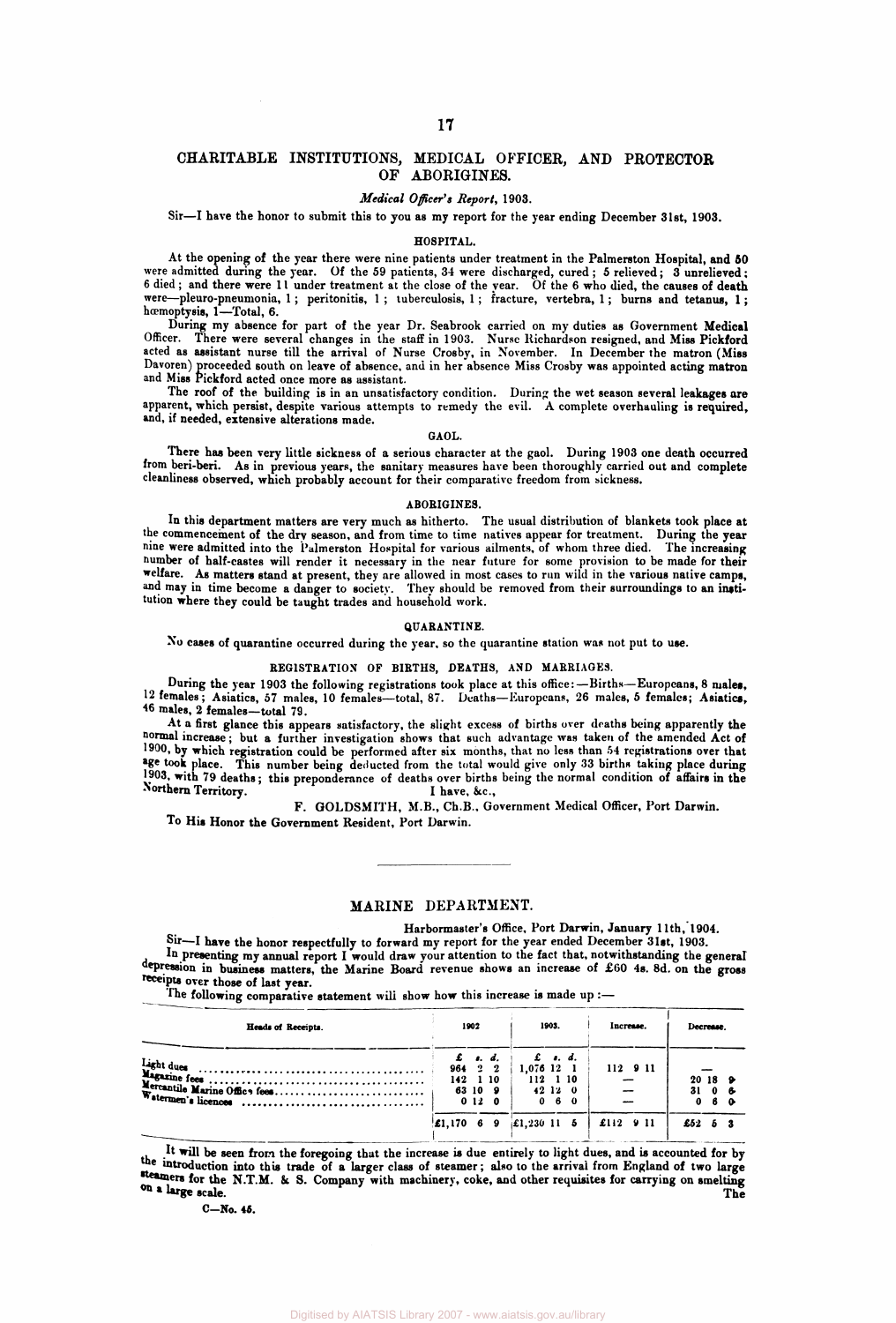## CHARITABLE INSTITUTIONS, MEDICAL OFFICER, AND PROTECTOR OF ABORIGINES.

*Medical Officer's Report*, 1903.

Sir—I have the honor to submit this to you as my report for the year ending December 31st, 1903.

### HOSPITAL.

At the opening of the year there were nine patients under treatment in the Palmerston Hospital, and 50 were admitted during the year. Of the 59 patients, 34 were discharged, cured; 5 relieved; 3 unrelieved; 6 died; and there were 11 under treatment at the close of the year. Of the 6 who died, the causes of death were—pleuro-pneumonia, 1; peritonitis, 1; tuberculosis, 1; fracture, vertebra, 1; burns and tetanus, 1; hœmoptysis, 1—Total, 6.

During my absence for part of the year Dr. Seabrook carried on my duties as Government Medical Officer. There were several changes in the staff in 1903. Nurse Richardson resigned, and Miss Pickford acted as assistant nurse till the arrival of Nurse Crosby, in November. In December the matron (Miss Davoren) proceeded south on leave of absence, and in her absence Miss Crosby was appointed acting matron and Miss Pickford acted once more as assistant.

The roof of the building is in an unsatisfactory condition. During the wet season several leakages are apparent, which persist, despite various attempts to remedy the evil. A complete overhauling is required, and, if needed, extensive alterations made.

### GAOL.

There has been very little sickness of a serious character at the gaol. During 1903 one death occurred from beri-beri. As in previous years, the sanitary measures have been thoroughly carried out and complete cleanliness observed, which probably account for their comparative freedom from sickness.

### ABORIGINES.

In this department matters are very much as hitherto. The usual distribution of blankets took place at the commencement of the dry season, and from time to time natives appear for treatment. During the year nine were admitted into the Palmerston Hospital for various ailments, of whom three died. The increasing number of half-castes will render it necessary in the near future for some provision to be made for their welfare. As matters stand at present, they are allowed in most cases to run wild in the various native camps, and may in time become a danger to society. They should be removed from their surroundings to an institution where they could be taught trades and household work.

### QUARANTINE.

No cases of quarantine occurred during the year, so the quarantine station was not put to use.

### REGISTRATION OF BIRTHS, DEATHS, AND MARRIAGES.

During the year 1903 the following registrations took place at this office:—Births—Europeans, 8 males, 12 females; Asiatics, 57 males, 10 females—total, 87. Deaths—Europeans, 26 males, 5 females; Asiatics, 46 males, 2 females—total 79.

At a first glance this appears satisfactory, the slight excess of births over deaths being apparently the normal increase; but a further investigation shows that such advantage was taken of the amended Act of 1900, by which registration could be performed after six months, that no less than 54 registrations over that age took place. This number being deducted from the total would give only 33 births taking place during 1903, with 79 deaths; this preponderance of deaths over births being the normal condition of affairs in the Northern Territory.

I have, &c.,

F. GOLDSMITH, M.B., Ch.B., Government Medical Officer, Port Darwin.

To His Honor the Government Resident, Port Darwin.

---

## MARINE DEPARTMENT.

Harbormaster's Office, Port Darwin, January 11th, 1904.

Sir—I have the honor respectfully to forward my report for the year ended December 31st, 1903.

In presenting my annual report I would draw your attention to the fact that, notwithstanding the general depression in business matters, the Marine Board revenue shows an increase of £60 4s. 8d. on the gross receipts over those of last year.

The following comparative statement will show how this increase is made up:—

| Heads of Receipts. | 1902 | 1903. | Increase. | Decrease. |
|---|---|---|---|---|
| | £ s. d. | £ s. d. | | |
| Light dues | 964 2 2 | 1,076 12 1 | 112 9 11 | — |
| Magazine fees | 142 1 10 | 112 1 10 | — | 20 18 9 |
| Mercantile Marine Office fees | 63 10 9 | 42 12 0 | — | 31 0 6 |
| Watermen's licences | 0 12 0 | 0 6 0 | — | 0 6 0 |
| | £1,170 6 9 | £1,230 11 5 | £112 9 11 | £52 5 3 |

It will be seen from the foregoing that the increase is due entirely to light dues, and is accounted for by the introduction into this trade of a larger class of steamer; also to the arrival from England of two large steamers for the N.T.M. & S. Company with machinery, coke, and other requisites for carrying on smelting on a large scale. The

C—No. 45.